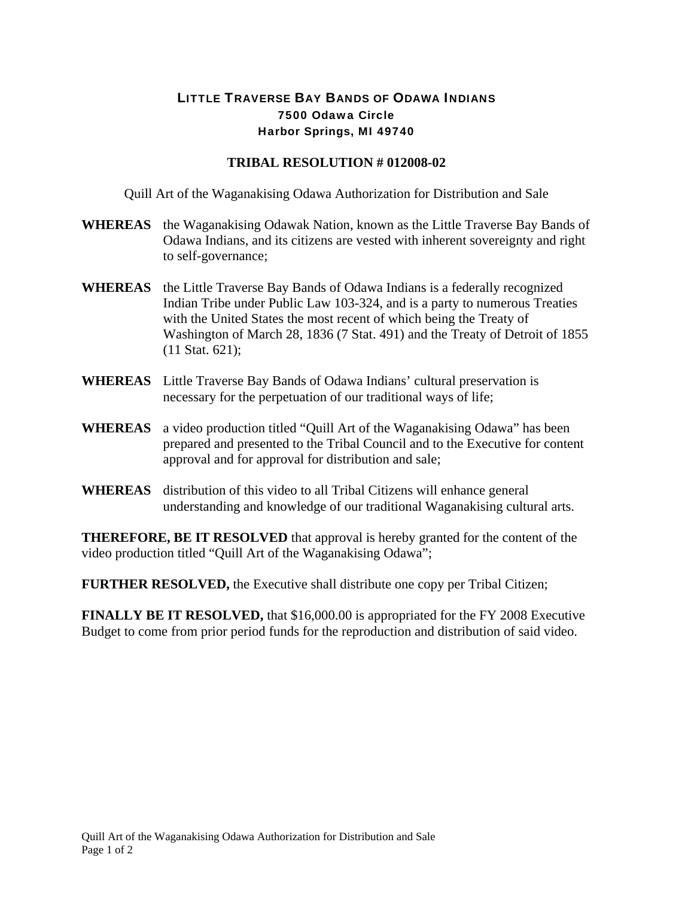# LITTLE TRAVERSE BAY BANDS OF ODAWA INDIANS

**7500 Odawa Circle**
**Harbor Springs, MI 49740**

## TRIBAL RESOLUTION # 012008-02

Quill Art of the Waganakising Odawa Authorization for Distribution and Sale

**WHEREAS** the Waganakising Odawak Nation, known as the Little Traverse Bay Bands of Odawa Indians, and its citizens are vested with inherent sovereignty and right to self-governance;

**WHEREAS** the Little Traverse Bay Bands of Odawa Indians is a federally recognized Indian Tribe under Public Law 103-324, and is a party to numerous Treaties with the United States the most recent of which being the Treaty of Washington of March 28, 1836 (7 Stat. 491) and the Treaty of Detroit of 1855 (11 Stat. 621);

**WHEREAS** Little Traverse Bay Bands of Odawa Indians' cultural preservation is necessary for the perpetuation of our traditional ways of life;

**WHEREAS** a video production titled "Quill Art of the Waganakising Odawa" has been prepared and presented to the Tribal Council and to the Executive for content approval and for approval for distribution and sale;

**WHEREAS** distribution of this video to all Tribal Citizens will enhance general understanding and knowledge of our traditional Waganakising cultural arts.

**THEREFORE, BE IT RESOLVED** that approval is hereby granted for the content of the video production titled "Quill Art of the Waganakising Odawa";

**FURTHER RESOLVED,** the Executive shall distribute one copy per Tribal Citizen;

**FINALLY BE IT RESOLVED,** that $16,000.00 is appropriated for the FY 2008 Executive Budget to come from prior period funds for the reproduction and distribution of said video.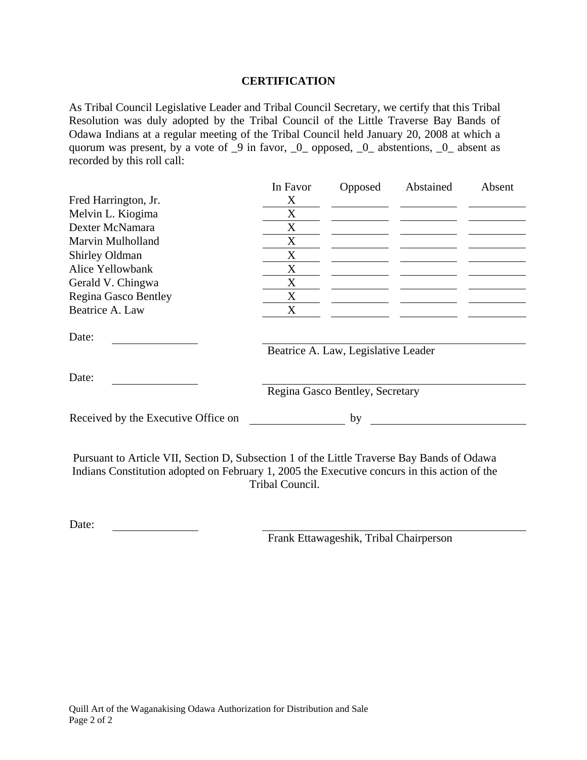## CERTIFICATION

As Tribal Council Legislative Leader and Tribal Council Secretary, we certify that this Tribal Resolution was duly adopted by the Tribal Council of the Little Traverse Bay Bands of Odawa Indians at a regular meeting of the Tribal Council held January 20, 2008 at which a quorum was present, by a vote of _9 in favor, _0_ opposed, _0_ abstentions, _0_ absent as recorded by this roll call:

| | In Favor | Opposed | Abstained | Absent |
|---|---|---|---|---|
| Fred Harrington, Jr. | X | | | |
| Melvin L. Kiogima | X | | | |
| Dexter McNamara | X | | | |
| Marvin Mulholland | X | | | |
| Shirley Oldman | X | | | |
| Alice Yellowbank | X | | | |
| Gerald V. Chingwa | X | | | |
| Regina Gasco Bentley | X | | | |
| Beatrice A. Law | X | | | |

Date: ______________ ______________________________
Beatrice A. Law, Legislative Leader

Date: ______________ ______________________________
Regina Gasco Bentley, Secretary

Received by the Executive Office on ______________ by ______________________

Pursuant to Article VII, Section D, Subsection 1 of the Little Traverse Bay Bands of Odawa Indians Constitution adopted on February 1, 2005 the Executive concurs in this action of the Tribal Council.

Date: ______________ ______________________________
Frank Ettawageshik, Tribal Chairperson

Quill Art of the Waganakising Odawa Authorization for Distribution and Sale